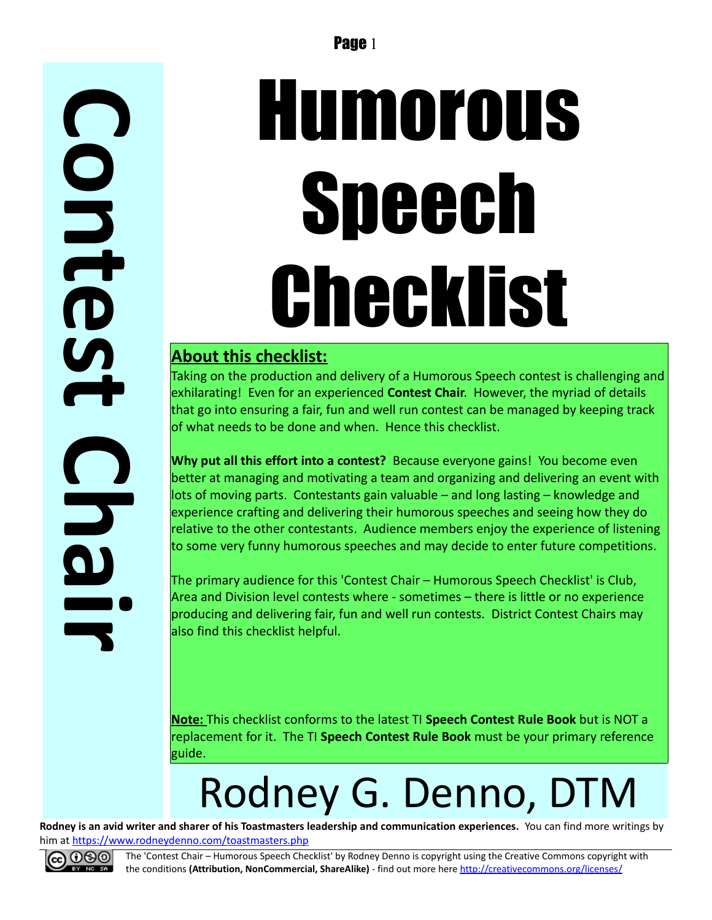# Humorous Speech Checklist

**Contest Chair**

## About this checklist:

Taking on the production and delivery of a Humorous Speech contest is challenging and exhilarating! Even for an experienced **Contest Chair**. However, the myriad of details that go into ensuring a fair, fun and well run contest can be managed by keeping track of what needs to be done and when. Hence this checklist.

**Why put all this effort into a contest?** Because everyone gains! You become even better at managing and motivating a team and organizing and delivering an event with lots of moving parts. Contestants gain valuable – and long lasting – knowledge and experience crafting and delivering their humorous speeches and seeing how they do relative to the other contestants. Audience members enjoy the experience of listening to some very funny humorous speeches and may decide to enter future competitions.

The primary audience for this 'Contest Chair – Humorous Speech Checklist' is Club, Area and Division level contests where - sometimes – there is little or no experience producing and delivering fair, fun and well run contests. District Contest Chairs may also find this checklist helpful.

**Note:** This checklist conforms to the latest TI **Speech Contest Rule Book** but is NOT a replacement for it. The TI **Speech Contest Rule Book** must be your primary reference guide.

# Rodney G. Denno, DTM

**Rodney is an avid writer and sharer of his Toastmasters leadership and communication experiences.** You can find more writings by him at https://www.rodneydenno.com/toastmasters.php

The 'Contest Chair – Humorous Speech Checklist' by Rodney Denno is copyright using the Creative Commons copyright with the conditions **(Attribution, NonCommercial, ShareAlike)** - find out more here http://creativecommons.org/licenses/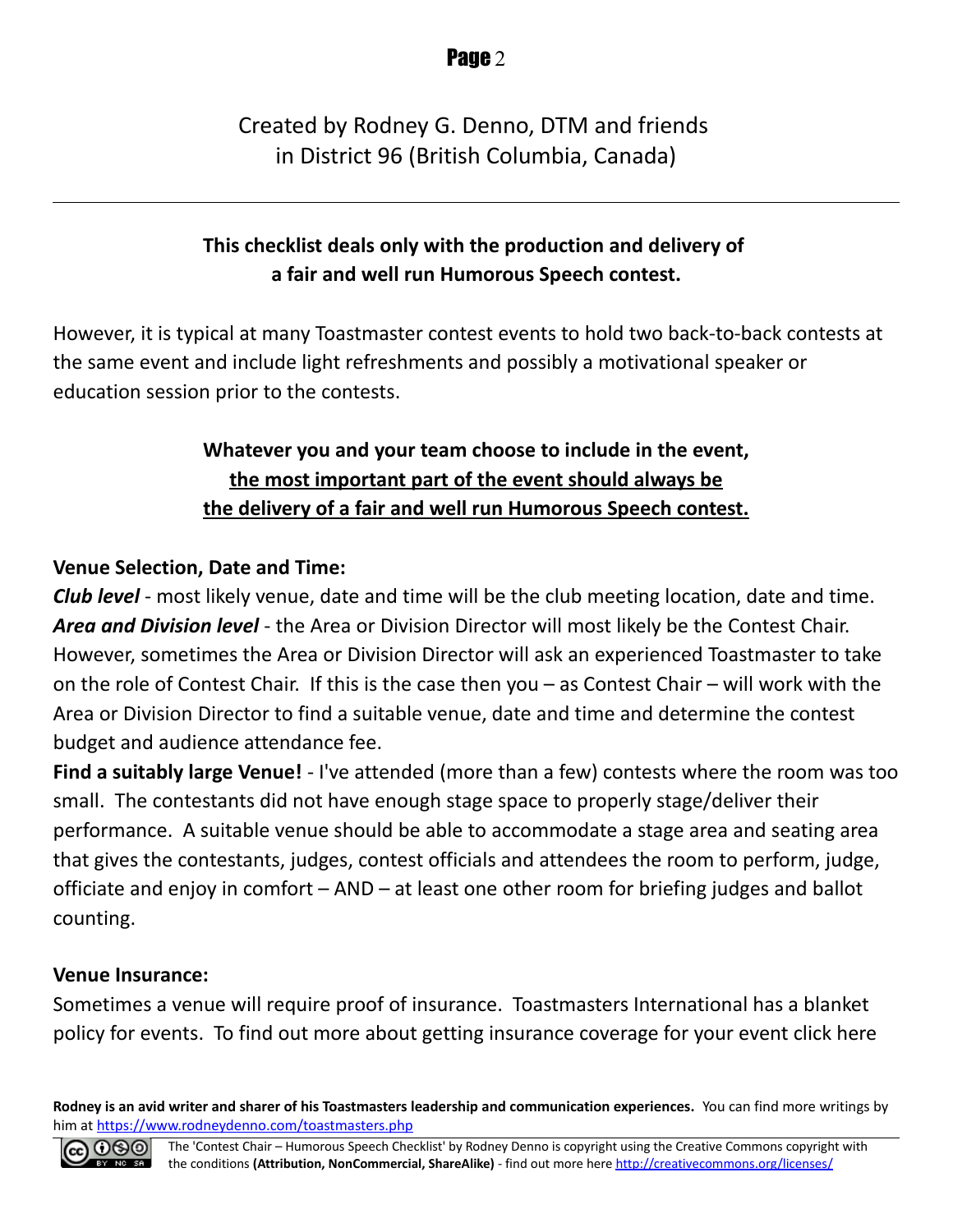Created by Rodney G. Denno, DTM and friends
in District 96 (British Columbia, Canada)

---

**This checklist deals only with the production and delivery of a fair and well run Humorous Speech contest.**

However, it is typical at many Toastmaster contest events to hold two back-to-back contests at the same event and include light refreshments and possibly a motivational speaker or education session prior to the contests.

**Whatever you and your team choose to include in the event, <u>the most important part of the event should always be the delivery of a fair and well run Humorous Speech contest.</u>**

**Venue Selection, Date and Time:**

***Club level*** - most likely venue, date and time will be the club meeting location, date and time.
***Area and Division level*** - the Area or Division Director will most likely be the Contest Chair. However, sometimes the Area or Division Director will ask an experienced Toastmaster to take on the role of Contest Chair. If this is the case then you – as Contest Chair – will work with the Area or Division Director to find a suitable venue, date and time and determine the contest budget and audience attendance fee.
**Find a suitably large Venue!** - I've attended (more than a few) contests where the room was too small. The contestants did not have enough stage space to properly stage/deliver their performance. A suitable venue should be able to accommodate a stage area and seating area that gives the contestants, judges, contest officials and attendees the room to perform, judge, officiate and enjoy in comfort – AND – at least one other room for briefing judges and ballot counting.

**Venue Insurance:**

Sometimes a venue will require proof of insurance. Toastmasters International has a blanket policy for events. To find out more about getting insurance coverage for your event click here

**Rodney is an avid writer and sharer of his Toastmasters leadership and communication experiences.** You can find more writings by him at https://www.rodneydenno.com/toastmasters.php

The 'Contest Chair – Humorous Speech Checklist' by Rodney Denno is copyright using the Creative Commons copyright with the conditions **(Attribution, NonCommercial, ShareAlike)** - find out more here http://creativecommons.org/licenses/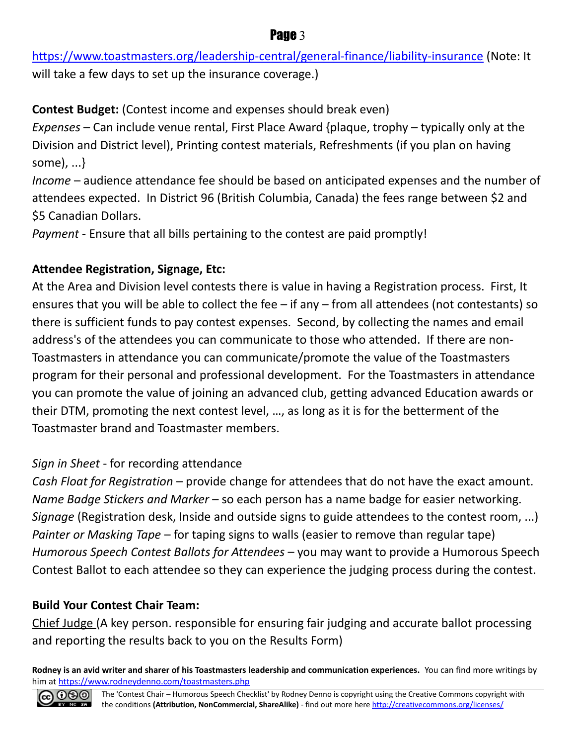https://www.toastmasters.org/leadership-central/general-finance/liability-insurance (Note: It will take a few days to set up the insurance coverage.)

**Contest Budget:** (Contest income and expenses should break even)

*Expenses* – Can include venue rental, First Place Award {plaque, trophy – typically only at the Division and District level), Printing contest materials, Refreshments (if you plan on having some), ...}

*Income* – audience attendance fee should be based on anticipated expenses and the number of attendees expected. In District 96 (British Columbia, Canada) the fees range between $2 and $5 Canadian Dollars.

*Payment* - Ensure that all bills pertaining to the contest are paid promptly!

**Attendee Registration, Signage, Etc:**

At the Area and Division level contests there is value in having a Registration process. First, It ensures that you will be able to collect the fee – if any – from all attendees (not contestants) so there is sufficient funds to pay contest expenses. Second, by collecting the names and email address's of the attendees you can communicate to those who attended. If there are non-Toastmasters in attendance you can communicate/promote the value of the Toastmasters program for their personal and professional development. For the Toastmasters in attendance you can promote the value of joining an advanced club, getting advanced Education awards or their DTM, promoting the next contest level, …, as long as it is for the betterment of the Toastmaster brand and Toastmaster members.

*Sign in Sheet* - for recording attendance
*Cash Float for Registration* – provide change for attendees that do not have the exact amount.
*Name Badge Stickers and Marker* – so each person has a name badge for easier networking.
*Signage* (Registration desk, Inside and outside signs to guide attendees to the contest room, ...)
*Painter or Masking Tape* – for taping signs to walls (easier to remove than regular tape)
*Humorous Speech Contest Ballots for Attendees* – you may want to provide a Humorous Speech Contest Ballot to each attendee so they can experience the judging process during the contest.

**Build Your Contest Chair Team:**

Chief Judge (A key person. responsible for ensuring fair judging and accurate ballot processing and reporting the results back to you on the Results Form)

**Rodney is an avid writer and sharer of his Toastmasters leadership and communication experiences.** You can find more writings by him at https://www.rodneydenno.com/toastmasters.php

The 'Contest Chair – Humorous Speech Checklist' by Rodney Denno is copyright using the Creative Commons copyright with the conditions **(Attribution, NonCommercial, ShareAlike)** - find out more here http://creativecommons.org/licenses/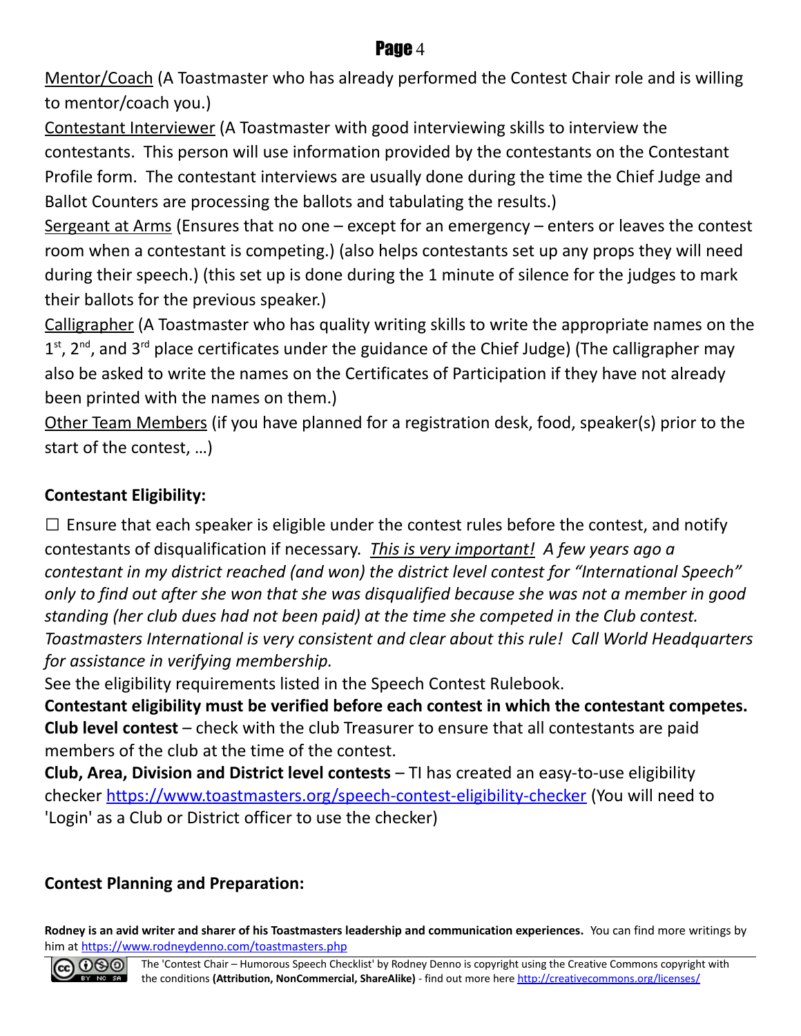Mentor/Coach (A Toastmaster who has already performed the Contest Chair role and is willing to mentor/coach you.)

Contestant Interviewer (A Toastmaster with good interviewing skills to interview the contestants. This person will use information provided by the contestants on the Contestant Profile form. The contestant interviews are usually done during the time the Chief Judge and Ballot Counters are processing the ballots and tabulating the results.)

Sergeant at Arms (Ensures that no one – except for an emergency – enters or leaves the contest room when a contestant is competing.) (also helps contestants set up any props they will need during their speech.) (this set up is done during the 1 minute of silence for the judges to mark their ballots for the previous speaker.)

Calligrapher (A Toastmaster who has quality writing skills to write the appropriate names on the 1st, 2nd, and 3rd place certificates under the guidance of the Chief Judge) (The calligrapher may also be asked to write the names on the Certificates of Participation if they have not already been printed with the names on them.)

Other Team Members (if you have planned for a registration desk, food, speaker(s) prior to the start of the contest, …)

**Contestant Eligibility:**

☐ Ensure that each speaker is eligible under the contest rules before the contest, and notify contestants of disqualification if necessary. *This is very important! A few years ago a contestant in my district reached (and won) the district level contest for "International Speech" only to find out after she won that she was disqualified because she was not a member in good standing (her club dues had not been paid) at the time she competed in the Club contest. Toastmasters International is very consistent and clear about this rule! Call World Headquarters for assistance in verifying membership.*

See the eligibility requirements listed in the Speech Contest Rulebook.

**Contestant eligibility must be verified before each contest in which the contestant competes.**

**Club level contest** – check with the club Treasurer to ensure that all contestants are paid members of the club at the time of the contest.

**Club, Area, Division and District level contests** – TI has created an easy-to-use eligibility checker https://www.toastmasters.org/speech-contest-eligibility-checker (You will need to 'Login' as a Club or District officer to use the checker)

**Contest Planning and Preparation:**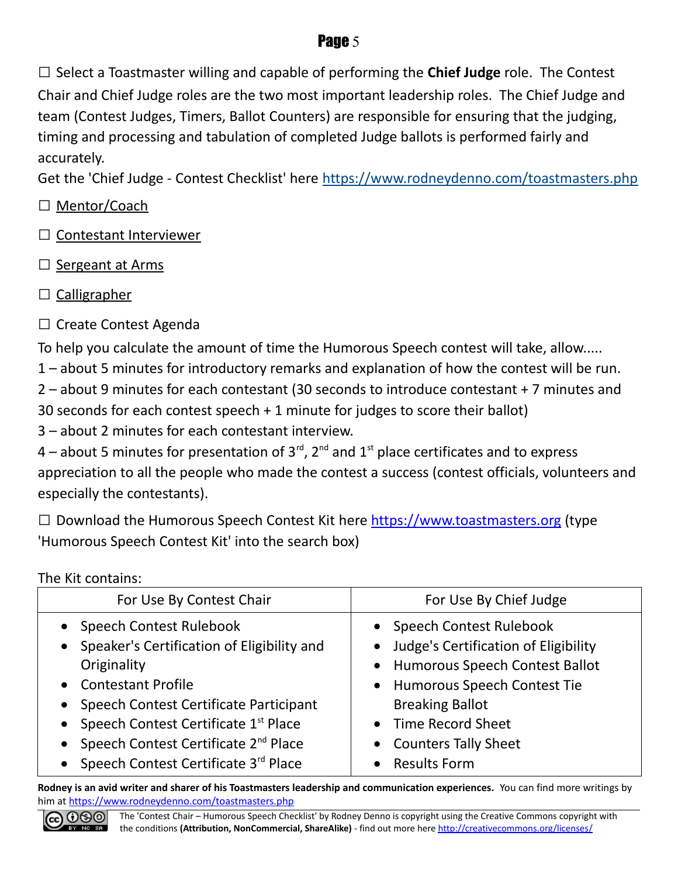☐ Select a Toastmaster willing and capable of performing the **Chief Judge** role. The Contest Chair and Chief Judge roles are the two most important leadership roles. The Chief Judge and team (Contest Judges, Timers, Ballot Counters) are responsible for ensuring that the judging, timing and processing and tabulation of completed Judge ballots is performed fairly and accurately.
Get the 'Chief Judge - Contest Checklist' here https://www.rodneydenno.com/toastmasters.php

☐ Mentor/Coach

☐ Contestant Interviewer

☐ Sergeant at Arms

☐ Calligrapher

☐ Create Contest Agenda

To help you calculate the amount of time the Humorous Speech contest will take, allow.....
1 – about 5 minutes for introductory remarks and explanation of how the contest will be run.
2 – about 9 minutes for each contestant (30 seconds to introduce contestant + 7 minutes and 30 seconds for each contest speech + 1 minute for judges to score their ballot)
3 – about 2 minutes for each contestant interview.
4 – about 5 minutes for presentation of 3rd, 2nd and 1st place certificates and to express appreciation to all the people who made the contest a success (contest officials, volunteers and especially the contestants).

☐ Download the Humorous Speech Contest Kit here https://www.toastmasters.org (type 'Humorous Speech Contest Kit' into the search box)

The Kit contains:

| For Use By Contest Chair | For Use By Chief Judge |
|---|---|
| • Speech Contest Rulebook<br>• Speaker's Certification of Eligibility and Originality<br>• Contestant Profile<br>• Speech Contest Certificate Participant<br>• Speech Contest Certificate 1st Place<br>• Speech Contest Certificate 2nd Place<br>• Speech Contest Certificate 3rd Place | • Speech Contest Rulebook<br>• Judge's Certification of Eligibility<br>• Humorous Speech Contest Ballot<br>• Humorous Speech Contest Tie Breaking Ballot<br>• Time Record Sheet<br>• Counters Tally Sheet<br>• Results Form |

**Rodney is an avid writer and sharer of his Toastmasters leadership and communication experiences.** You can find more writings by him at https://www.rodneydenno.com/toastmasters.php

The 'Contest Chair – Humorous Speech Checklist' by Rodney Denno is copyright using the Creative Commons copyright with the conditions **(Attribution, NonCommercial, ShareAlike)** - find out more here http://creativecommons.org/licenses/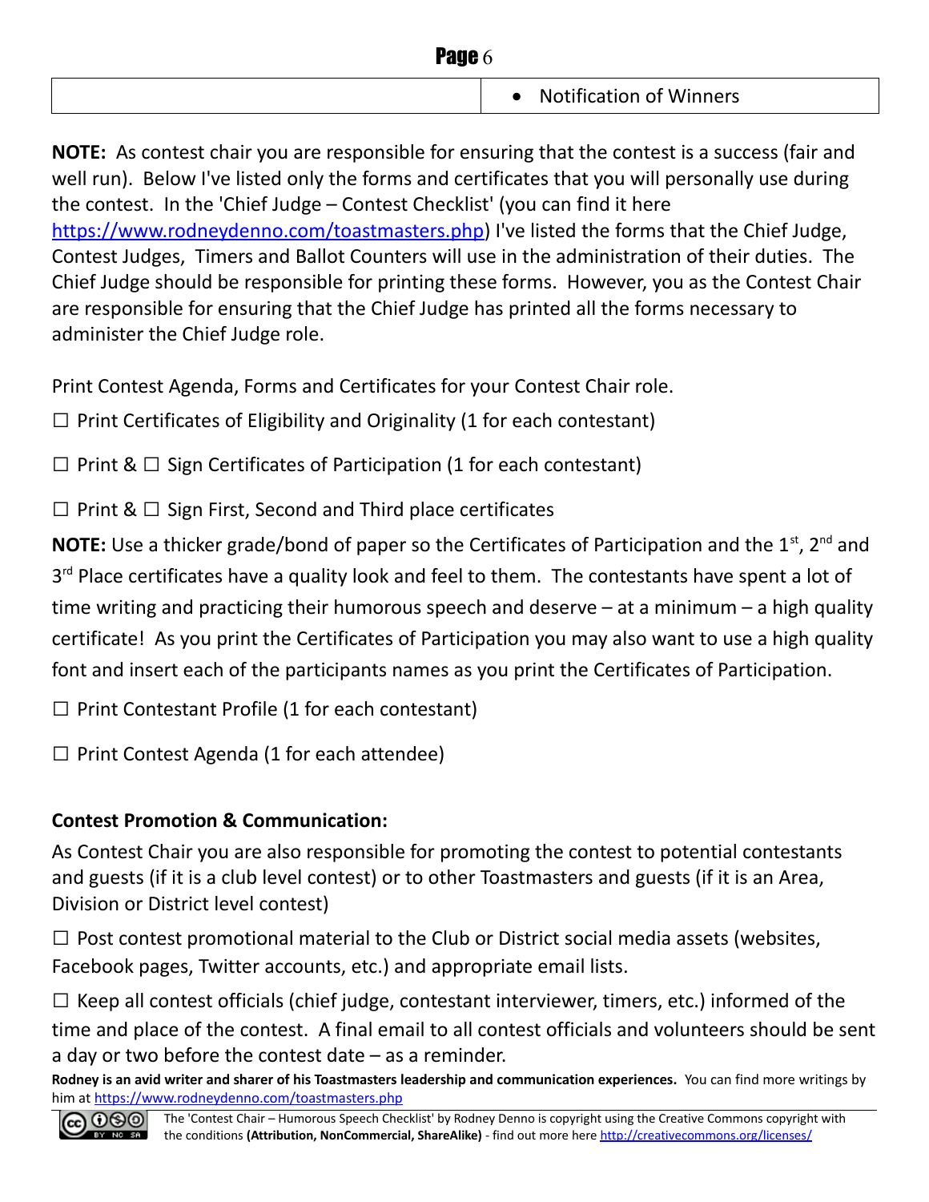| | • Notification of Winners |
|---|---|

**NOTE:** As contest chair you are responsible for ensuring that the contest is a success (fair and well run). Below I've listed only the forms and certificates that you will personally use during the contest. In the 'Chief Judge – Contest Checklist' (you can find it here https://www.rodneydenno.com/toastmasters.php) I've listed the forms that the Chief Judge, Contest Judges, Timers and Ballot Counters will use in the administration of their duties. The Chief Judge should be responsible for printing these forms. However, you as the Contest Chair are responsible for ensuring that the Chief Judge has printed all the forms necessary to administer the Chief Judge role.

Print Contest Agenda, Forms and Certificates for your Contest Chair role.

☐ Print Certificates of Eligibility and Originality (1 for each contestant)

☐ Print & ☐ Sign Certificates of Participation (1 for each contestant)

☐ Print & ☐ Sign First, Second and Third place certificates

**NOTE:** Use a thicker grade/bond of paper so the Certificates of Participation and the 1st, 2nd and 3rd Place certificates have a quality look and feel to them. The contestants have spent a lot of time writing and practicing their humorous speech and deserve – at a minimum – a high quality certificate! As you print the Certificates of Participation you may also want to use a high quality font and insert each of the participants names as you print the Certificates of Participation.

☐ Print Contestant Profile (1 for each contestant)

☐ Print Contest Agenda (1 for each attendee)

**Contest Promotion & Communication:**

As Contest Chair you are also responsible for promoting the contest to potential contestants and guests (if it is a club level contest) or to other Toastmasters and guests (if it is an Area, Division or District level contest)

☐ Post contest promotional material to the Club or District social media assets (websites, Facebook pages, Twitter accounts, etc.) and appropriate email lists.

☐ Keep all contest officials (chief judge, contestant interviewer, timers, etc.) informed of the time and place of the contest. A final email to all contest officials and volunteers should be sent a day or two before the contest date – as a reminder.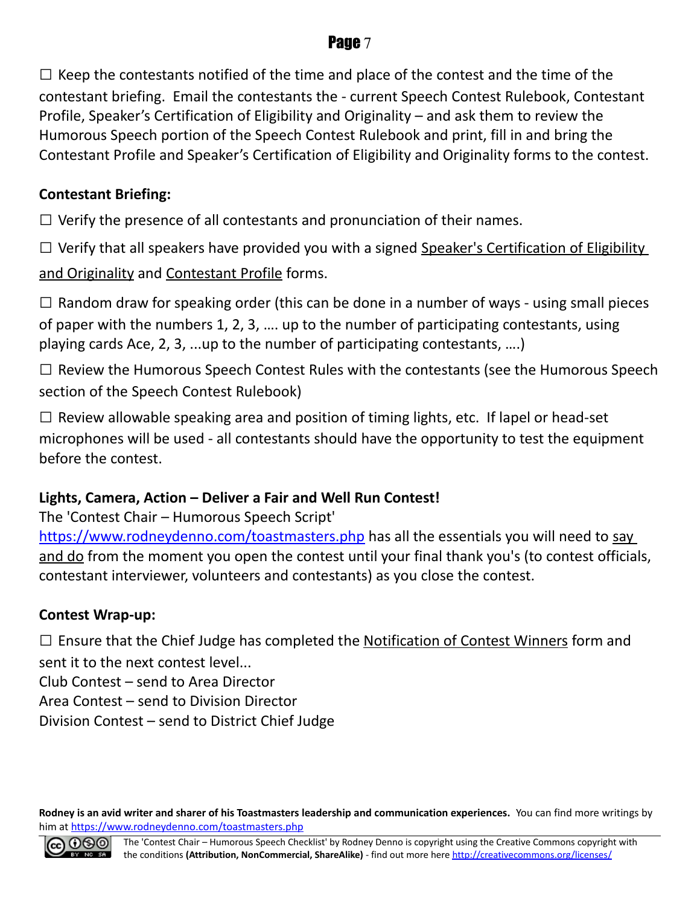☐ Keep the contestants notified of the time and place of the contest and the time of the contestant briefing. Email the contestants the - current Speech Contest Rulebook, Contestant Profile, Speaker's Certification of Eligibility and Originality – and ask them to review the Humorous Speech portion of the Speech Contest Rulebook and print, fill in and bring the Contestant Profile and Speaker's Certification of Eligibility and Originality forms to the contest.

**Contestant Briefing:**

☐ Verify the presence of all contestants and pronunciation of their names.

☐ Verify that all speakers have provided you with a signed Speaker's Certification of Eligibility and Originality and Contestant Profile forms.

☐ Random draw for speaking order (this can be done in a number of ways - using small pieces of paper with the numbers 1, 2, 3, …. up to the number of participating contestants, using playing cards Ace, 2, 3, ...up to the number of participating contestants, ….)

☐ Review the Humorous Speech Contest Rules with the contestants (see the Humorous Speech section of the Speech Contest Rulebook)

☐ Review allowable speaking area and position of timing lights, etc. If lapel or head-set microphones will be used - all contestants should have the opportunity to test the equipment before the contest.

**Lights, Camera, Action – Deliver a Fair and Well Run Contest!**

The 'Contest Chair – Humorous Speech Script' https://www.rodneydenno.com/toastmasters.php has all the essentials you will need to say and do from the moment you open the contest until your final thank you's (to contest officials, contestant interviewer, volunteers and contestants) as you close the contest.

**Contest Wrap-up:**

☐ Ensure that the Chief Judge has completed the Notification of Contest Winners form and sent it to the next contest level...
Club Contest – send to Area Director
Area Contest – send to Division Director
Division Contest – send to District Chief Judge

**Rodney is an avid writer and sharer of his Toastmasters leadership and communication experiences.** You can find more writings by him at https://www.rodneydenno.com/toastmasters.php

The 'Contest Chair – Humorous Speech Checklist' by Rodney Denno is copyright using the Creative Commons copyright with the conditions **(Attribution, NonCommercial, ShareAlike)** - find out more here http://creativecommons.org/licenses/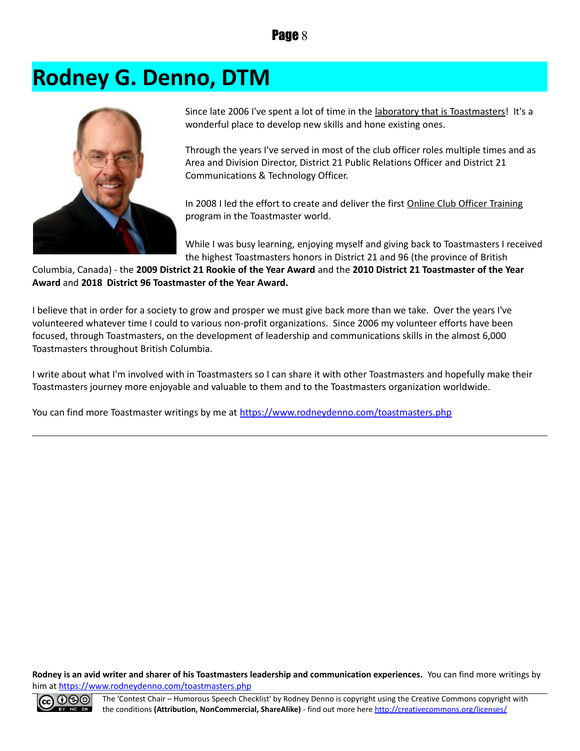# Rodney G. Denno, DTM

Since late 2006 I've spent a lot of time in the laboratory that is Toastmasters! It's a wonderful place to develop new skills and hone existing ones.

Through the years I've served in most of the club officer roles multiple times and as Area and Division Director, District 21 Public Relations Officer and District 21 Communications & Technology Officer.

In 2008 I led the effort to create and deliver the first Online Club Officer Training program in the Toastmaster world.

While I was busy learning, enjoying myself and giving back to Toastmasters I received the highest Toastmasters honors in District 21 and 96 (the province of British Columbia, Canada) - the **2009 District 21 Rookie of the Year Award** and the **2010 District 21 Toastmaster of the Year Award** and **2018 District 96 Toastmaster of the Year Award.**

I believe that in order for a society to grow and prosper we must give back more than we take. Over the years I've volunteered whatever time I could to various non-profit organizations. Since 2006 my volunteer efforts have been focused, through Toastmasters, on the development of leadership and communications skills in the almost 6,000 Toastmasters throughout British Columbia.

I write about what I'm involved with in Toastmasters so I can share it with other Toastmasters and hopefully make their Toastmasters journey more enjoyable and valuable to them and to the Toastmasters organization worldwide.

You can find more Toastmaster writings by me at https://www.rodneydenno.com/toastmasters.php

---

**Rodney is an avid writer and sharer of his Toastmasters leadership and communication experiences.** You can find more writings by him at https://www.rodneydenno.com/toastmasters.php

The 'Contest Chair – Humorous Speech Checklist' by Rodney Denno is copyright using the Creative Commons copyright with the conditions **(Attribution, NonCommercial, ShareAlike)** - find out more here http://creativecommons.org/licenses/